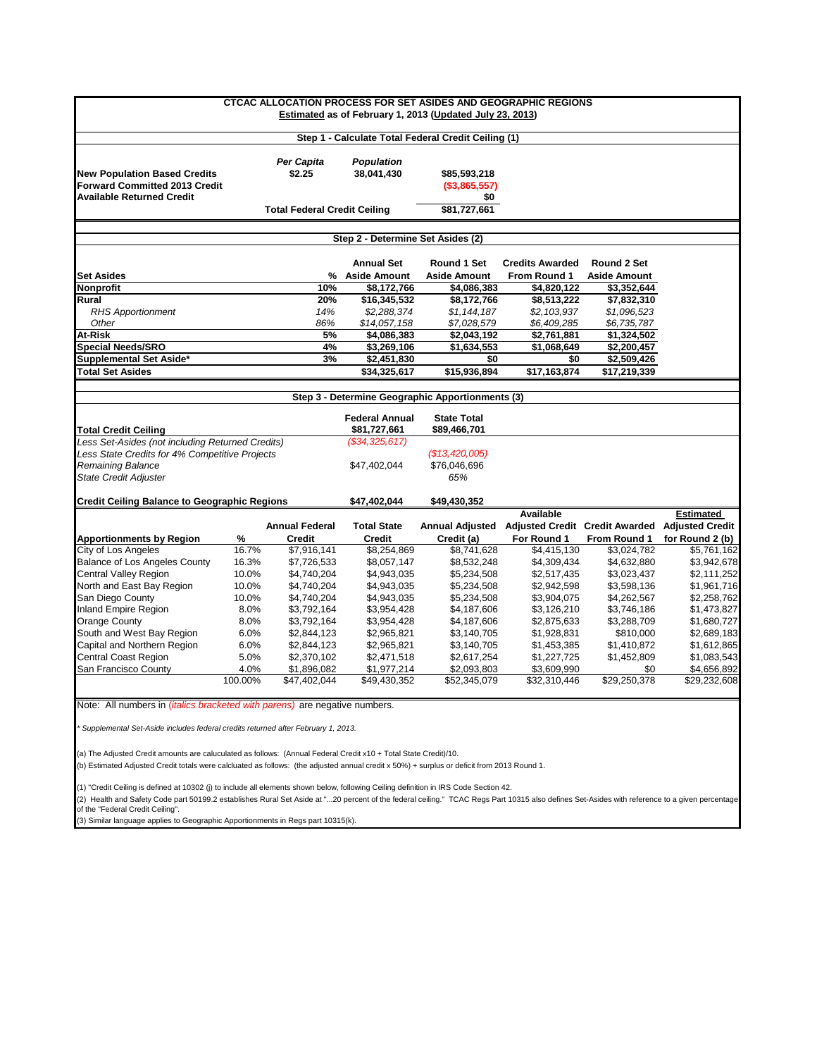# CTAC ALLOCATION PROCESS FOR SET ASIDES AND GEOGRAPHIC REGIONS

**Estimated as of February 1, 2013 (Updated July 23, 2013)**

## Step 1 - Calculate Total Federal Credit Ceiling (1)

| | *Per Capita* | *Population* | |
|---|---|---|---|
| **New Population Based Credits** | **$2.25** | **38,041,430** | **$85,593,218** |
| **Forward Committed 2013 Credit** | | | **($3,865,557)** |
| **Available Returned Credit** | | | **$0** |
| | **Total Federal Credit Ceiling** | | **$81,727,661** |

## Step 2 - Determine Set Asides (2)

| Set Asides | % | Annual Set Aside Amount | Round 1 Set Aside Amount | Credits Awarded From Round 1 | Round 2 Set Aside Amount |
|---|---|---|---|---|---|
| **Nonprofit** | **10%** | **$8,172,766** | **$4,086,383** | **$4,820,122** | **$3,352,644** |
| **Rural** | **20%** | **$16,345,532** | **$8,172,766** | **$8,513,222** | **$7,832,310** |
| *RHS Apportionment* | *14%* | *$2,288,374* | *$1,144,187* | *$2,103,937* | *$1,096,523* |
| *Other* | *86%* | *$14,057,158* | *$7,028,579* | *$6,409,285* | *$6,735,787* |
| **At-Risk** | **5%** | **$4,086,383** | **$2,043,192** | **$2,761,881** | **$1,324,502** |
| **Special Needs/SRO** | **4%** | **$3,269,106** | **$1,634,553** | **$1,068,649** | **$2,200,457** |
| **Supplemental Set Aside*** | **3%** | **$2,451,830** | **$0** | **$0** | **$2,509,426** |
| **Total Set Asides** | | **$34,325,617** | **$15,936,894** | **$17,163,874** | **$17,219,339** |

## Step 3 - Determine Geographic Apportionments (3)

| | Federal Annual | State Total |
|---|---|---|
| **Total Credit Ceiling** | **$81,727,661** | **$89,466,701** |
| *Less Set-Asides (not including Returned Credits)* | *($34,325,617)* | |
| *Less State Credits for 4% Competitive Projects* | | *($13,420,005)* |
| *Remaining Balance* | $47,402,044 | $76,046,696 |
| *State Credit Adjuster* | | *65%* |
| **Credit Ceiling Balance to Geographic Regions** | **$47,402,044** | **$49,430,352** |

| Apportionments by Region | % | Annual Federal Credit | Total State Credit | Annual Adjusted Credit (a) | Available Adjusted Credit For Round 1 | Credit Awarded From Round 1 | Estimated Adjusted Credit for Round 2 (b) |
|---|---|---|---|---|---|---|---|
| City of Los Angeles | 16.7% | $7,916,141 | $8,254,869 | $8,741,628 | $4,415,130 | $3,024,782 | $5,761,162 |
| Balance of Los Angeles County | 16.3% | $7,726,533 | $8,057,147 | $8,532,248 | $4,309,434 | $4,632,880 | $3,942,678 |
| Central Valley Region | 10.0% | $4,740,204 | $4,943,035 | $5,234,508 | $2,517,435 | $3,023,437 | $2,111,252 |
| North and East Bay Region | 10.0% | $4,740,204 | $4,943,035 | $5,234,508 | $2,942,598 | $3,598,136 | $1,961,716 |
| San Diego County | 10.0% | $4,740,204 | $4,943,035 | $5,234,508 | $3,904,075 | $4,262,567 | $2,258,762 |
| Inland Empire Region | 8.0% | $3,792,164 | $3,954,428 | $4,187,606 | $3,126,210 | $3,746,186 | $1,473,827 |
| Orange County | 8.0% | $3,792,164 | $3,954,428 | $4,187,606 | $2,875,633 | $3,288,709 | $1,680,727 |
| South and West Bay Region | 6.0% | $2,844,123 | $2,965,821 | $3,140,705 | $1,928,831 | $810,000 | $2,689,183 |
| Capital and Northern Region | 6.0% | $2,844,123 | $2,965,821 | $3,140,705 | $1,453,385 | $1,410,872 | $1,612,865 |
| Central Coast Region | 5.0% | $2,370,102 | $2,471,518 | $2,617,254 | $1,227,725 | $1,452,809 | $1,083,543 |
| San Francisco County | 4.0% | $1,896,082 | $1,977,214 | $2,093,803 | $3,609,990 | $0 | $4,656,892 |
| | 100.00% | $47,402,044 | $49,430,352 | $52,345,079 | $32,310,446 | $29,250,378 | $29,232,608 |

Note: All numbers in *(italics bracketed with parens)* are negative numbers.

*\* Supplemental Set-Aside includes federal credits returned after February 1, 2013.*

(a) The Adjusted Credit amounts are caluculated as follows: (Annual Federal Credit x10 + Total State Credit)/10.

(b) Estimated Adjusted Credit totals were calcluated as follows: (the adjusted annual credit x 50%) + surplus or deficit from 2013 Round 1.

(1) "Credit Ceiling is defined at 10302 (j) to include all elements shown below, following Ceiling definition in IRS Code Section 42.

(2) Health and Safety Code part 50199.2 establishes Rural Set Aside at "...20 percent of the federal ceiling." TCAC Regs Part 10315 also defines Set-Asides with reference to a given percentage of the "Federal Credit Ceiling".

(3) Similar language applies to Geographic Apportionments in Regs part 10315(k).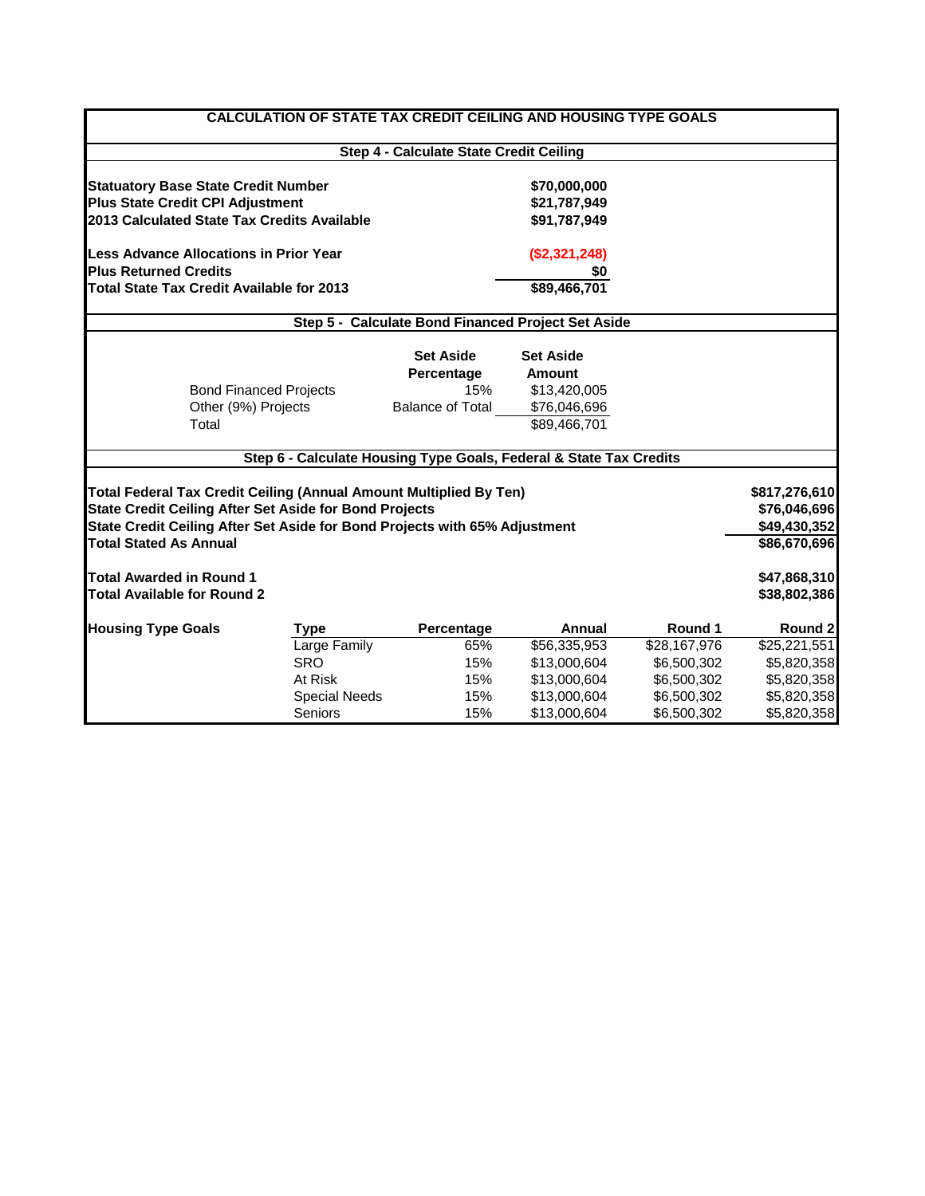## CALCULATION OF STATE TAX CREDIT CEILING AND HOUSING TYPE GOALS

### Step 4 - Calculate State Credit Ceiling

| | |
|---|---|
| **Statuatory Base State Credit Number** | **$70,000,000** |
| **Plus State Credit CPI Adjustment** | **$21,787,949** |
| **2013 Calculated State Tax Credits Available** | **$91,787,949** |
| **Less Advance Allocations in Prior Year** | **($2,321,248)** |
| **Plus Returned Credits** | **$0** |
| **Total State Tax Credit Available for 2013** | **$89,466,701** |

### Step 5 - Calculate Bond Financed Project Set Aside

| | Set Aside Percentage | Set Aside Amount |
|---|---|---|
| Bond Financed Projects | 15% | $13,420,005 |
| Other (9%) Projects | Balance of Total | $76,046,696 |
| Total | | $89,466,701 |

### Step 6 - Calculate Housing Type Goals, Federal & State Tax Credits

| | |
|---|---|
| **Total Federal Tax Credit Ceiling (Annual Amount Multiplied By Ten)** | **$817,276,610** |
| **State Credit Ceiling After Set Aside for Bond Projects** | **$76,046,696** |
| **State Credit Ceiling After Set Aside for Bond Projects with 65% Adjustment** | **$49,430,352** |
| **Total Stated As Annual** | **$86,670,696** |
| **Total Awarded in Round 1** | **$47,868,310** |
| **Total Available for Round 2** | **$38,802,386** |

| **Housing Type Goals** | **Type** | **Percentage** | **Annual** | **Round 1** | **Round 2** |
|---|---|---|---|---|---|
| | Large Family | 65% | $56,335,953 | $28,167,976 | $25,221,551 |
| | SRO | 15% | $13,000,604 | $6,500,302 | $5,820,358 |
| | At Risk | 15% | $13,000,604 | $6,500,302 | $5,820,358 |
| | Special Needs | 15% | $13,000,604 | $6,500,302 | $5,820,358 |
| | Seniors | 15% | $13,000,604 | $6,500,302 | $5,820,358 |